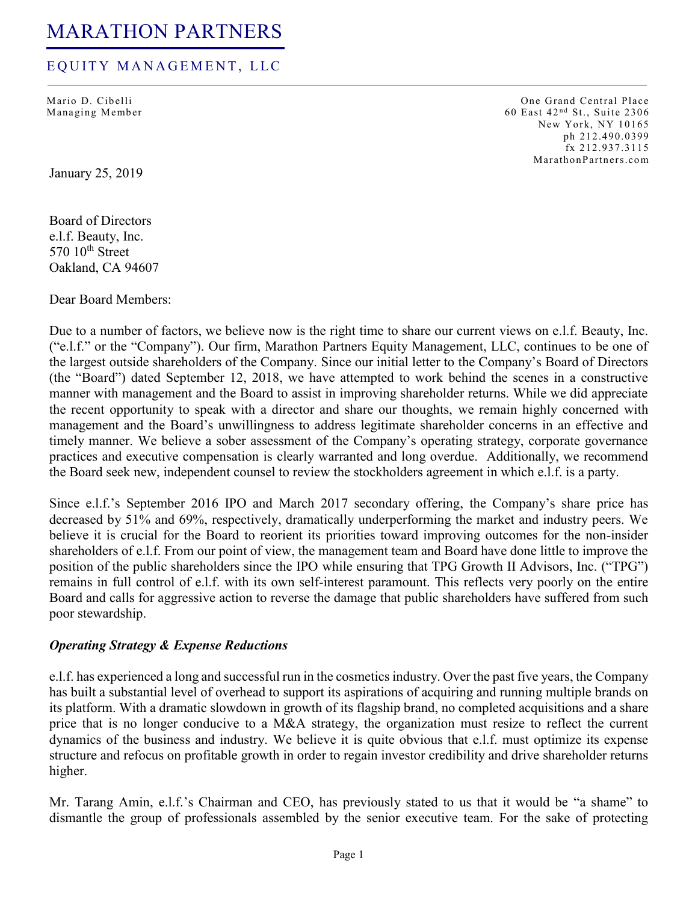# MARATHON PARTNERS

## EQUITY MANAGEMENT, LLC

Mario D. Cibelli
Managing Member

One Grand Central Place
60 East 42nd St., Suite 2306
New York, NY 10165
ph 212.490.0399
fx 212.937.3115
MarathonPartners.com

January 25, 2019

Board of Directors
e.l.f. Beauty, Inc.
570 10th Street
Oakland, CA 94607

Dear Board Members:

Due to a number of factors, we believe now is the right time to share our current views on e.l.f. Beauty, Inc. ("e.l.f." or the "Company"). Our firm, Marathon Partners Equity Management, LLC, continues to be one of the largest outside shareholders of the Company. Since our initial letter to the Company's Board of Directors (the "Board") dated September 12, 2018, we have attempted to work behind the scenes in a constructive manner with management and the Board to assist in improving shareholder returns. While we did appreciate the recent opportunity to speak with a director and share our thoughts, we remain highly concerned with management and the Board's unwillingness to address legitimate shareholder concerns in an effective and timely manner. We believe a sober assessment of the Company's operating strategy, corporate governance practices and executive compensation is clearly warranted and long overdue. Additionally, we recommend the Board seek new, independent counsel to review the stockholders agreement in which e.l.f. is a party.

Since e.l.f.'s September 2016 IPO and March 2017 secondary offering, the Company's share price has decreased by 51% and 69%, respectively, dramatically underperforming the market and industry peers. We believe it is crucial for the Board to reorient its priorities toward improving outcomes for the non-insider shareholders of e.l.f. From our point of view, the management team and Board have done little to improve the position of the public shareholders since the IPO while ensuring that TPG Growth II Advisors, Inc. ("TPG") remains in full control of e.l.f. with its own self-interest paramount. This reflects very poorly on the entire Board and calls for aggressive action to reverse the damage that public shareholders have suffered from such poor stewardship.

### *Operating Strategy & Expense Reductions*

e.l.f. has experienced a long and successful run in the cosmetics industry. Over the past five years, the Company has built a substantial level of overhead to support its aspirations of acquiring and running multiple brands on its platform. With a dramatic slowdown in growth of its flagship brand, no completed acquisitions and a share price that is no longer conducive to a M&A strategy, the organization must resize to reflect the current dynamics of the business and industry. We believe it is quite obvious that e.l.f. must optimize its expense structure and refocus on profitable growth in order to regain investor credibility and drive shareholder returns higher.

Mr. Tarang Amin, e.l.f.'s Chairman and CEO, has previously stated to us that it would be "a shame" to dismantle the group of professionals assembled by the senior executive team. For the sake of protecting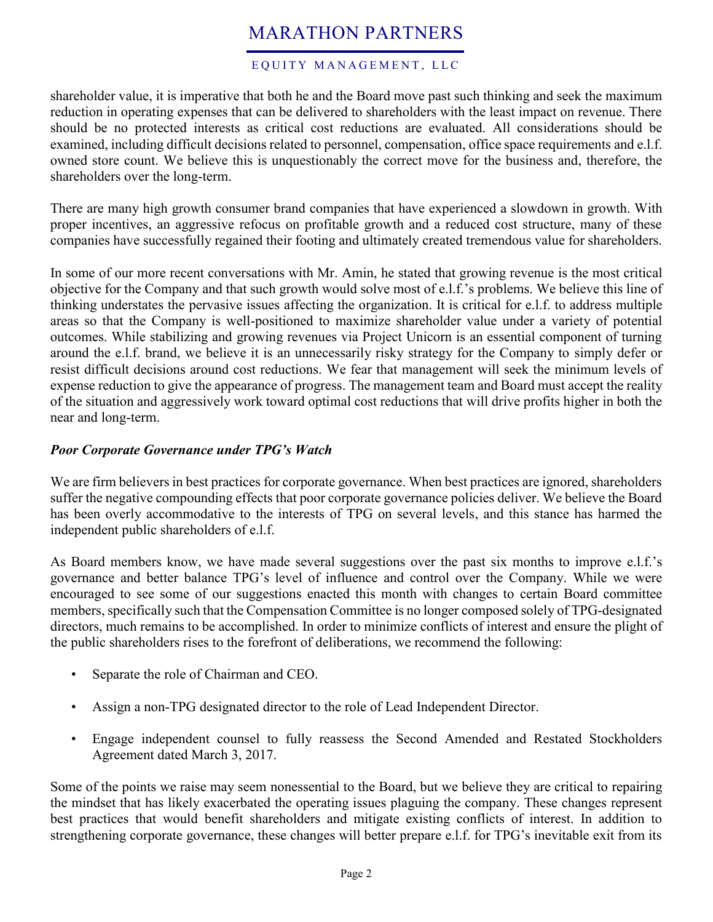shareholder value, it is imperative that both he and the Board move past such thinking and seek the maximum reduction in operating expenses that can be delivered to shareholders with the least impact on revenue. There should be no protected interests as critical cost reductions are evaluated. All considerations should be examined, including difficult decisions related to personnel, compensation, office space requirements and e.l.f. owned store count. We believe this is unquestionably the correct move for the business and, therefore, the shareholders over the long-term.

There are many high growth consumer brand companies that have experienced a slowdown in growth. With proper incentives, an aggressive refocus on profitable growth and a reduced cost structure, many of these companies have successfully regained their footing and ultimately created tremendous value for shareholders.

In some of our more recent conversations with Mr. Amin, he stated that growing revenue is the most critical objective for the Company and that such growth would solve most of e.l.f.'s problems. We believe this line of thinking understates the pervasive issues affecting the organization. It is critical for e.l.f. to address multiple areas so that the Company is well-positioned to maximize shareholder value under a variety of potential outcomes. While stabilizing and growing revenues via Project Unicorn is an essential component of turning around the e.l.f. brand, we believe it is an unnecessarily risky strategy for the Company to simply defer or resist difficult decisions around cost reductions. We fear that management will seek the minimum levels of expense reduction to give the appearance of progress. The management team and Board must accept the reality of the situation and aggressively work toward optimal cost reductions that will drive profits higher in both the near and long-term.

***Poor Corporate Governance under TPG's Watch***

We are firm believers in best practices for corporate governance. When best practices are ignored, shareholders suffer the negative compounding effects that poor corporate governance policies deliver. We believe the Board has been overly accommodative to the interests of TPG on several levels, and this stance has harmed the independent public shareholders of e.l.f.

As Board members know, we have made several suggestions over the past six months to improve e.l.f.'s governance and better balance TPG's level of influence and control over the Company. While we were encouraged to see some of our suggestions enacted this month with changes to certain Board committee members, specifically such that the Compensation Committee is no longer composed solely of TPG-designated directors, much remains to be accomplished. In order to minimize conflicts of interest and ensure the plight of the public shareholders rises to the forefront of deliberations, we recommend the following:

- Separate the role of Chairman and CEO.
- Assign a non-TPG designated director to the role of Lead Independent Director.
- Engage independent counsel to fully reassess the Second Amended and Restated Stockholders Agreement dated March 3, 2017.

Some of the points we raise may seem nonessential to the Board, but we believe they are critical to repairing the mindset that has likely exacerbated the operating issues plaguing the company. These changes represent best practices that would benefit shareholders and mitigate existing conflicts of interest. In addition to strengthening corporate governance, these changes will better prepare e.l.f. for TPG's inevitable exit from its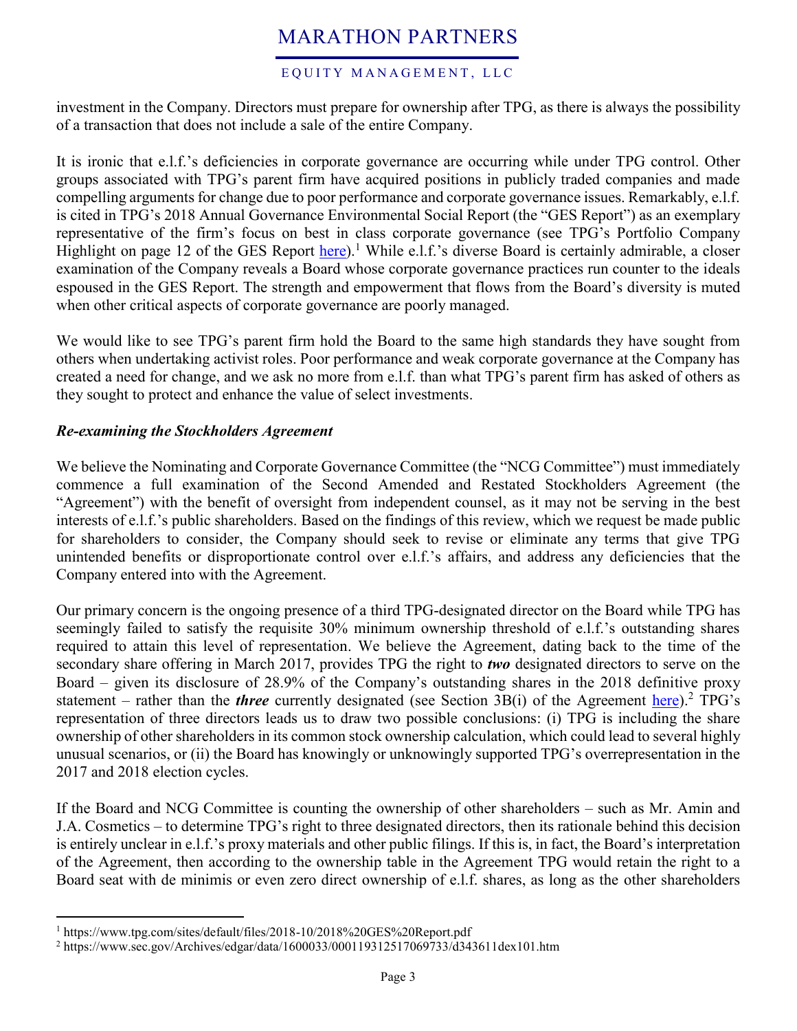investment in the Company. Directors must prepare for ownership after TPG, as there is always the possibility of a transaction that does not include a sale of the entire Company.

It is ironic that e.l.f.'s deficiencies in corporate governance are occurring while under TPG control. Other groups associated with TPG's parent firm have acquired positions in publicly traded companies and made compelling arguments for change due to poor performance and corporate governance issues. Remarkably, e.l.f. is cited in TPG's 2018 Annual Governance Environmental Social Report (the "GES Report") as an exemplary representative of the firm's focus on best in class corporate governance (see TPG's Portfolio Company Highlight on page 12 of the GES Report here).[1] While e.l.f.'s diverse Board is certainly admirable, a closer examination of the Company reveals a Board whose corporate governance practices run counter to the ideals espoused in the GES Report. The strength and empowerment that flows from the Board's diversity is muted when other critical aspects of corporate governance are poorly managed.

We would like to see TPG's parent firm hold the Board to the same high standards they have sought from others when undertaking activist roles. Poor performance and weak corporate governance at the Company has created a need for change, and we ask no more from e.l.f. than what TPG's parent firm has asked of others as they sought to protect and enhance the value of select investments.

***Re-examining the Stockholders Agreement***

We believe the Nominating and Corporate Governance Committee (the "NCG Committee") must immediately commence a full examination of the Second Amended and Restated Stockholders Agreement (the "Agreement") with the benefit of oversight from independent counsel, as it may not be serving in the best interests of e.l.f.'s public shareholders. Based on the findings of this review, which we request be made public for shareholders to consider, the Company should seek to revise or eliminate any terms that give TPG unintended benefits or disproportionate control over e.l.f.'s affairs, and address any deficiencies that the Company entered into with the Agreement.

Our primary concern is the ongoing presence of a third TPG-designated director on the Board while TPG has seemingly failed to satisfy the requisite 30% minimum ownership threshold of e.l.f.'s outstanding shares required to attain this level of representation. We believe the Agreement, dating back to the time of the secondary share offering in March 2017, provides TPG the right to ***two*** designated directors to serve on the Board – given its disclosure of 28.9% of the Company's outstanding shares in the 2018 definitive proxy statement – rather than the ***three*** currently designated (see Section 3B(i) of the Agreement here).[2] TPG's representation of three directors leads us to draw two possible conclusions: (i) TPG is including the share ownership of other shareholders in its common stock ownership calculation, which could lead to several highly unusual scenarios, or (ii) the Board has knowingly or unknowingly supported TPG's overrepresentation in the 2017 and 2018 election cycles.

If the Board and NCG Committee is counting the ownership of other shareholders – such as Mr. Amin and J.A. Cosmetics – to determine TPG's right to three designated directors, then its rationale behind this decision is entirely unclear in e.l.f.'s proxy materials and other public filings. If this is, in fact, the Board's interpretation of the Agreement, then according to the ownership table in the Agreement TPG would retain the right to a Board seat with de minimis or even zero direct ownership of e.l.f. shares, as long as the other shareholders

---

[1] https://www.tpg.com/sites/default/files/2018-10/2018%20GES%20Report.pdf

[2] https://www.sec.gov/Archives/edgar/data/1600033/000119312517069733/d343611dex101.htm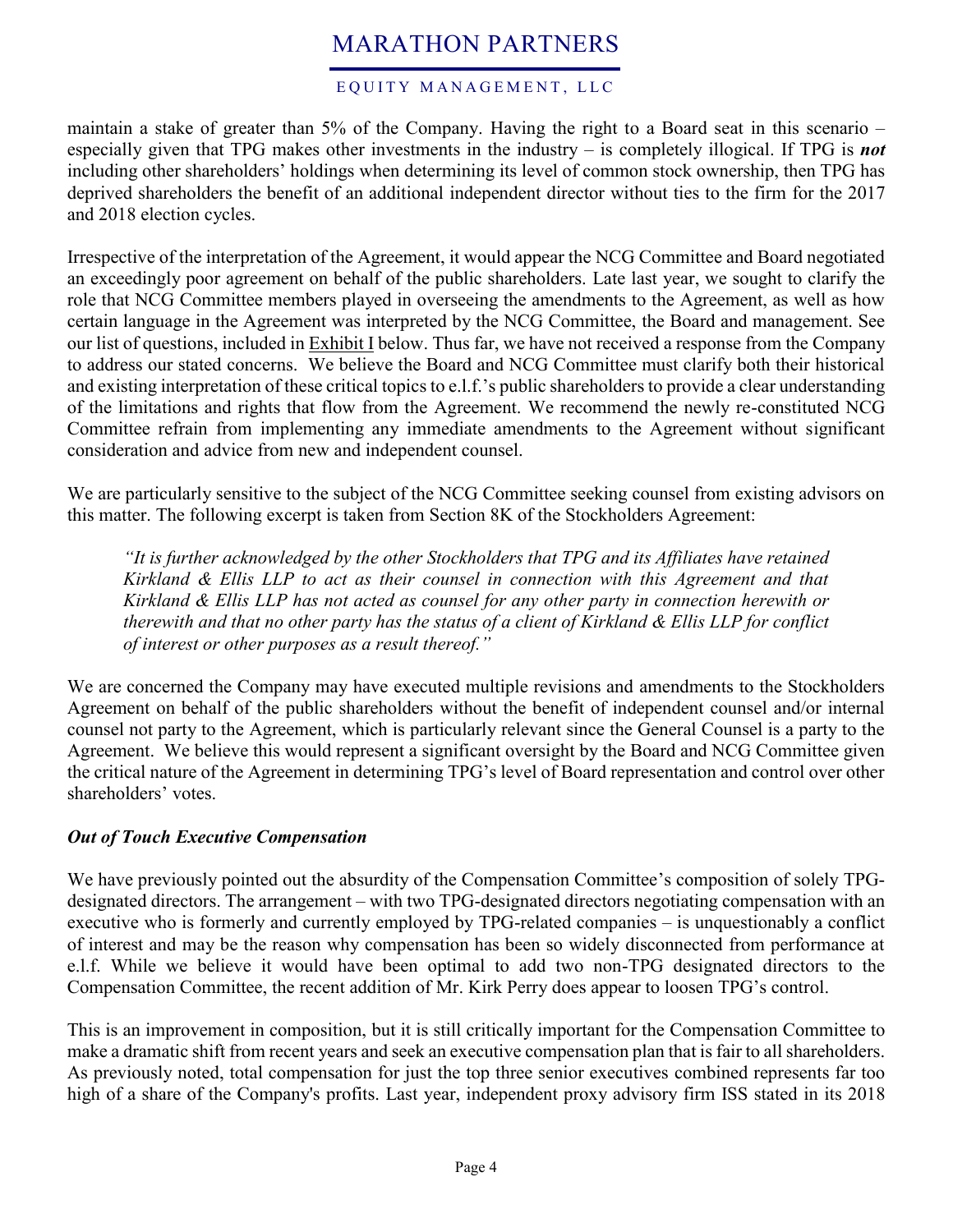maintain a stake of greater than 5% of the Company. Having the right to a Board seat in this scenario – especially given that TPG makes other investments in the industry – is completely illogical. If TPG is ***not*** including other shareholders' holdings when determining its level of common stock ownership, then TPG has deprived shareholders the benefit of an additional independent director without ties to the firm for the 2017 and 2018 election cycles.

Irrespective of the interpretation of the Agreement, it would appear the NCG Committee and Board negotiated an exceedingly poor agreement on behalf of the public shareholders. Late last year, we sought to clarify the role that NCG Committee members played in overseeing the amendments to the Agreement, as well as how certain language in the Agreement was interpreted by the NCG Committee, the Board and management. See our list of questions, included in Exhibit I below. Thus far, we have not received a response from the Company to address our stated concerns. We believe the Board and NCG Committee must clarify both their historical and existing interpretation of these critical topics to e.l.f.'s public shareholders to provide a clear understanding of the limitations and rights that flow from the Agreement. We recommend the newly re-constituted NCG Committee refrain from implementing any immediate amendments to the Agreement without significant consideration and advice from new and independent counsel.

We are particularly sensitive to the subject of the NCG Committee seeking counsel from existing advisors on this matter. The following excerpt is taken from Section 8K of the Stockholders Agreement:

> *"It is further acknowledged by the other Stockholders that TPG and its Affiliates have retained Kirkland & Ellis LLP to act as their counsel in connection with this Agreement and that Kirkland & Ellis LLP has not acted as counsel for any other party in connection herewith or therewith and that no other party has the status of a client of Kirkland & Ellis LLP for conflict of interest or other purposes as a result thereof."*

We are concerned the Company may have executed multiple revisions and amendments to the Stockholders Agreement on behalf of the public shareholders without the benefit of independent counsel and/or internal counsel not party to the Agreement, which is particularly relevant since the General Counsel is a party to the Agreement. We believe this would represent a significant oversight by the Board and NCG Committee given the critical nature of the Agreement in determining TPG's level of Board representation and control over other shareholders' votes.

***Out of Touch Executive Compensation***

We have previously pointed out the absurdity of the Compensation Committee's composition of solely TPG-designated directors. The arrangement – with two TPG-designated directors negotiating compensation with an executive who is formerly and currently employed by TPG-related companies – is unquestionably a conflict of interest and may be the reason why compensation has been so widely disconnected from performance at e.l.f. While we believe it would have been optimal to add two non-TPG designated directors to the Compensation Committee, the recent addition of Mr. Kirk Perry does appear to loosen TPG's control.

This is an improvement in composition, but it is still critically important for the Compensation Committee to make a dramatic shift from recent years and seek an executive compensation plan that is fair to all shareholders. As previously noted, total compensation for just the top three senior executives combined represents far too high of a share of the Company's profits. Last year, independent proxy advisory firm ISS stated in its 2018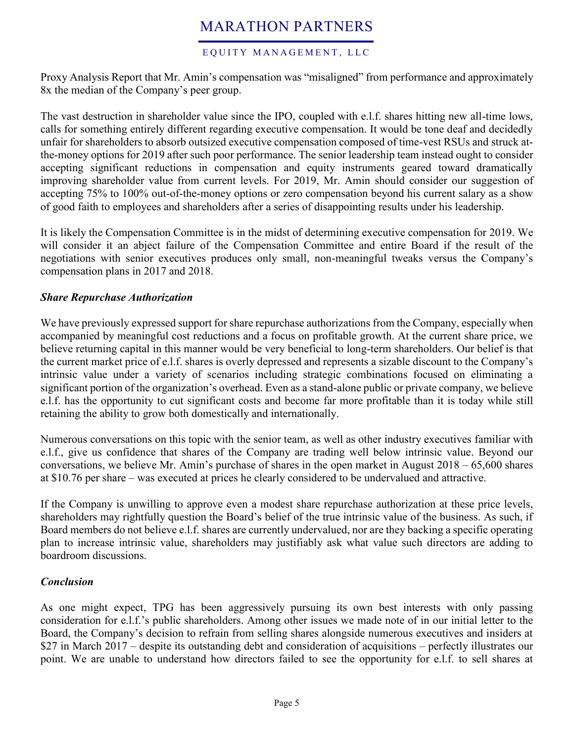Proxy Analysis Report that Mr. Amin's compensation was "misaligned" from performance and approximately 8x the median of the Company's peer group.

The vast destruction in shareholder value since the IPO, coupled with e.l.f. shares hitting new all-time lows, calls for something entirely different regarding executive compensation. It would be tone deaf and decidedly unfair for shareholders to absorb outsized executive compensation composed of time-vest RSUs and struck at-the-money options for 2019 after such poor performance. The senior leadership team instead ought to consider accepting significant reductions in compensation and equity instruments geared toward dramatically improving shareholder value from current levels. For 2019, Mr. Amin should consider our suggestion of accepting 75% to 100% out-of-the-money options or zero compensation beyond his current salary as a show of good faith to employees and shareholders after a series of disappointing results under his leadership.

It is likely the Compensation Committee is in the midst of determining executive compensation for 2019. We will consider it an abject failure of the Compensation Committee and entire Board if the result of the negotiations with senior executives produces only small, non-meaningful tweaks versus the Company's compensation plans in 2017 and 2018.

***Share Repurchase Authorization***

We have previously expressed support for share repurchase authorizations from the Company, especially when accompanied by meaningful cost reductions and a focus on profitable growth. At the current share price, we believe returning capital in this manner would be very beneficial to long-term shareholders. Our belief is that the current market price of e.l.f. shares is overly depressed and represents a sizable discount to the Company's intrinsic value under a variety of scenarios including strategic combinations focused on eliminating a significant portion of the organization's overhead. Even as a stand-alone public or private company, we believe e.l.f. has the opportunity to cut significant costs and become far more profitable than it is today while still retaining the ability to grow both domestically and internationally.

Numerous conversations on this topic with the senior team, as well as other industry executives familiar with e.l.f., give us confidence that shares of the Company are trading well below intrinsic value. Beyond our conversations, we believe Mr. Amin's purchase of shares in the open market in August 2018 – 65,600 shares at $10.76 per share – was executed at prices he clearly considered to be undervalued and attractive.

If the Company is unwilling to approve even a modest share repurchase authorization at these price levels, shareholders may rightfully question the Board's belief of the true intrinsic value of the business. As such, if Board members do not believe e.l.f. shares are currently undervalued, nor are they backing a specific operating plan to increase intrinsic value, shareholders may justifiably ask what value such directors are adding to boardroom discussions.

***Conclusion***

As one might expect, TPG has been aggressively pursuing its own best interests with only passing consideration for e.l.f.'s public shareholders. Among other issues we made note of in our initial letter to the Board, the Company's decision to refrain from selling shares alongside numerous executives and insiders at $27 in March 2017 – despite its outstanding debt and consideration of acquisitions – perfectly illustrates our point. We are unable to understand how directors failed to see the opportunity for e.l.f. to sell shares at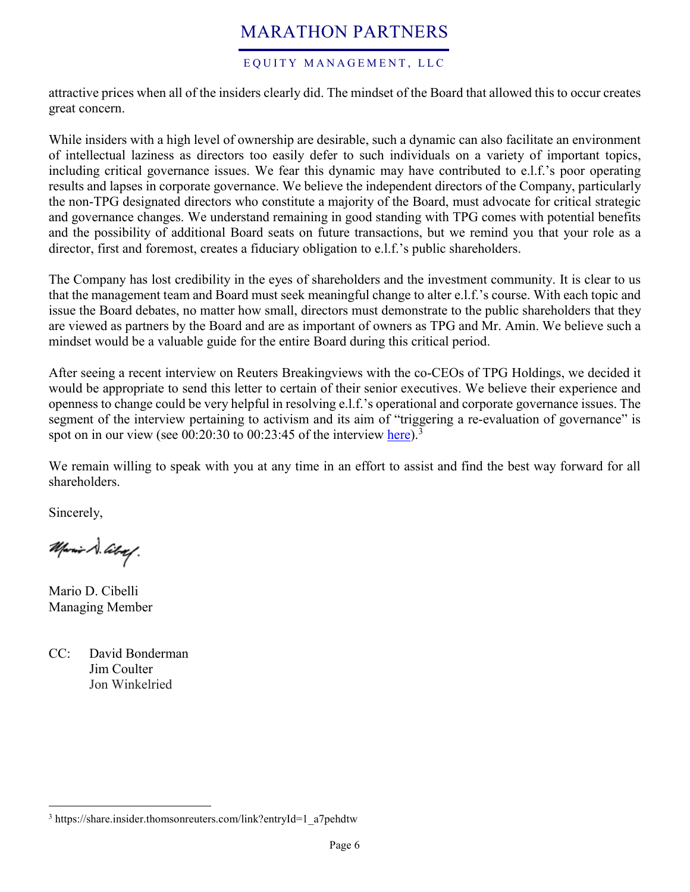attractive prices when all of the insiders clearly did. The mindset of the Board that allowed this to occur creates great concern.

While insiders with a high level of ownership are desirable, such a dynamic can also facilitate an environment of intellectual laziness as directors too easily defer to such individuals on a variety of important topics, including critical governance issues. We fear this dynamic may have contributed to e.l.f.'s poor operating results and lapses in corporate governance. We believe the independent directors of the Company, particularly the non-TPG designated directors who constitute a majority of the Board, must advocate for critical strategic and governance changes. We understand remaining in good standing with TPG comes with potential benefits and the possibility of additional Board seats on future transactions, but we remind you that your role as a director, first and foremost, creates a fiduciary obligation to e.l.f.'s public shareholders.

The Company has lost credibility in the eyes of shareholders and the investment community. It is clear to us that the management team and Board must seek meaningful change to alter e.l.f.'s course. With each topic and issue the Board debates, no matter how small, directors must demonstrate to the public shareholders that they are viewed as partners by the Board and are as important of owners as TPG and Mr. Amin. We believe such a mindset would be a valuable guide for the entire Board during this critical period.

After seeing a recent interview on Reuters Breakingviews with the co-CEOs of TPG Holdings, we decided it would be appropriate to send this letter to certain of their senior executives. We believe their experience and openness to change could be very helpful in resolving e.l.f.'s operational and corporate governance issues. The segment of the interview pertaining to activism and its aim of "triggering a re-evaluation of governance" is spot on in our view (see 00:20:30 to 00:23:45 of the interview here).[3]

We remain willing to speak with you at any time in an effort to assist and find the best way forward for all shareholders.

Sincerely,

Mario D. Cibelli
Managing Member

CC: David Bonderman
Jim Coulter
Jon Winkelried

[3] https://share.insider.thomsonreuters.com/link?entryId=1_a7pehdtw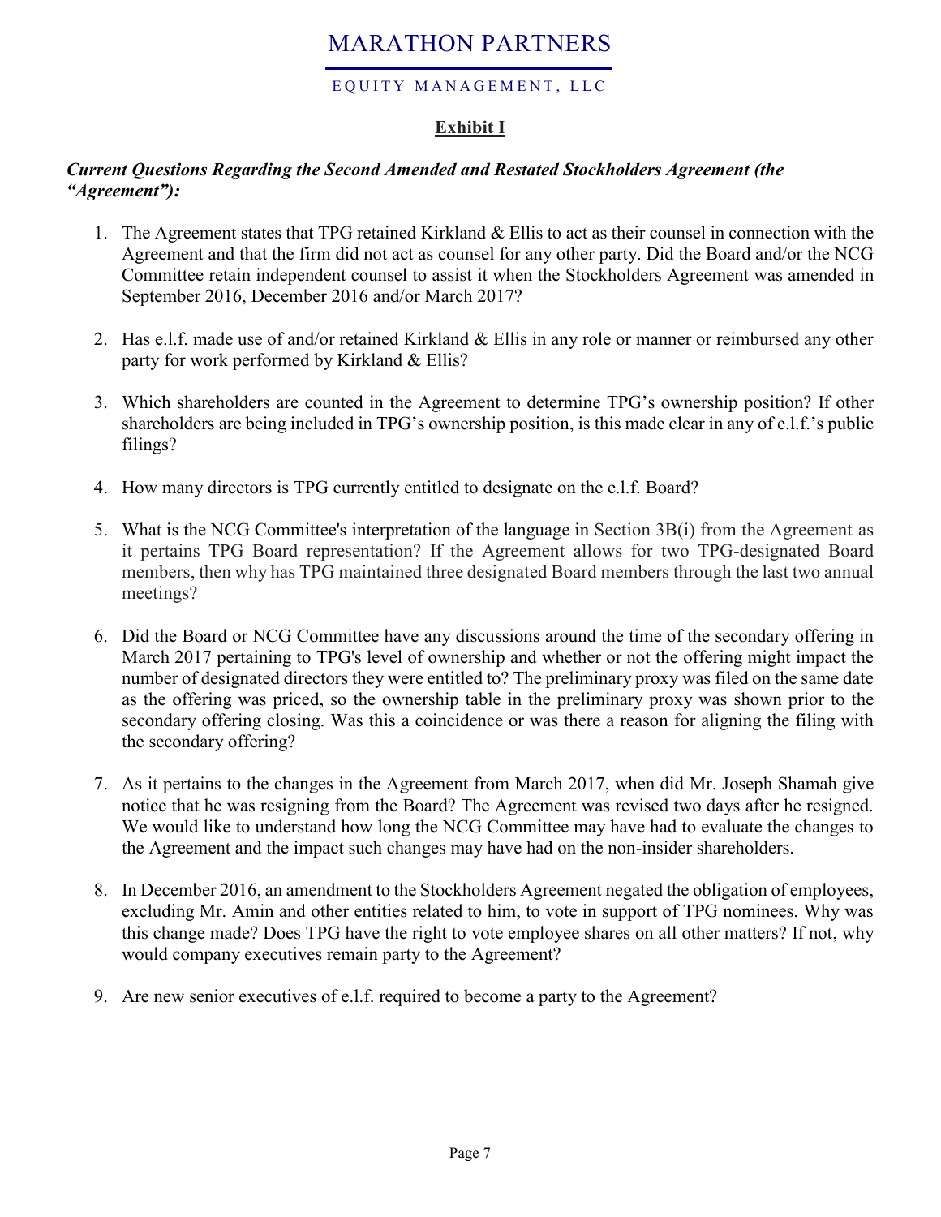# MARATHON PARTNERS

EQUITY MANAGEMENT, LLC

**Exhibit I**

***Current Questions Regarding the Second Amended and Restated Stockholders Agreement (the "Agreement"):***

1. The Agreement states that TPG retained Kirkland & Ellis to act as their counsel in connection with the Agreement and that the firm did not act as counsel for any other party. Did the Board and/or the NCG Committee retain independent counsel to assist it when the Stockholders Agreement was amended in September 2016, December 2016 and/or March 2017?

2. Has e.l.f. made use of and/or retained Kirkland & Ellis in any role or manner or reimbursed any other party for work performed by Kirkland & Ellis?

3. Which shareholders are counted in the Agreement to determine TPG's ownership position? If other shareholders are being included in TPG's ownership position, is this made clear in any of e.l.f.'s public filings?

4. How many directors is TPG currently entitled to designate on the e.l.f. Board?

5. What is the NCG Committee's interpretation of the language in Section 3B(i) from the Agreement as it pertains TPG Board representation? If the Agreement allows for two TPG-designated Board members, then why has TPG maintained three designated Board members through the last two annual meetings?

6. Did the Board or NCG Committee have any discussions around the time of the secondary offering in March 2017 pertaining to TPG's level of ownership and whether or not the offering might impact the number of designated directors they were entitled to? The preliminary proxy was filed on the same date as the offering was priced, so the ownership table in the preliminary proxy was shown prior to the secondary offering closing. Was this a coincidence or was there a reason for aligning the filing with the secondary offering?

7. As it pertains to the changes in the Agreement from March 2017, when did Mr. Joseph Shamah give notice that he was resigning from the Board? The Agreement was revised two days after he resigned. We would like to understand how long the NCG Committee may have had to evaluate the changes to the Agreement and the impact such changes may have had on the non-insider shareholders.

8. In December 2016, an amendment to the Stockholders Agreement negated the obligation of employees, excluding Mr. Amin and other entities related to him, to vote in support of TPG nominees. Why was this change made? Does TPG have the right to vote employee shares on all other matters? If not, why would company executives remain party to the Agreement?

9. Are new senior executives of e.l.f. required to become a party to the Agreement?